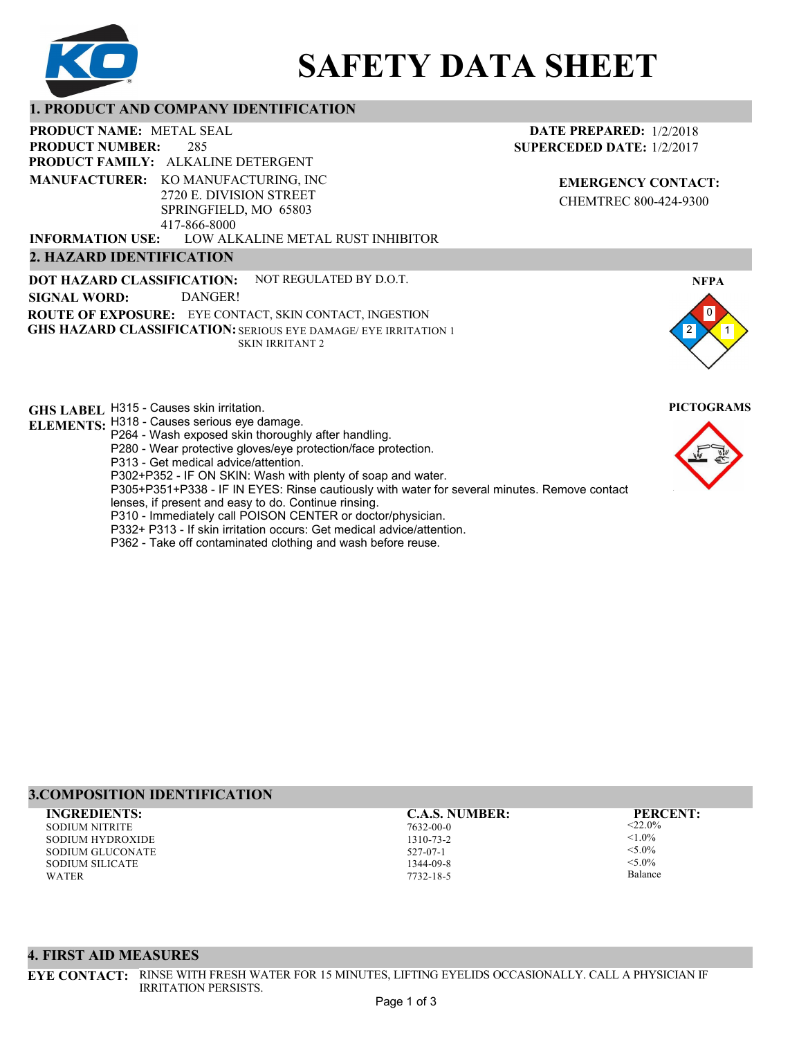# SAFETY DATA SHEET

## 1. PRODUCT AND COMPANY IDENTIFICATION

**PRODUCT NAME:** METAL SEAL
**PRODUCT NUMBER:** 285
**PRODUCT FAMILY:** ALKALINE DETERGENT
**MANUFACTURER:** KO MANUFACTURING, INC
2720 E. DIVISION STREET
SPRINGFIELD, MO 65803
417-866-8000
**INFORMATION USE:** LOW ALKALINE METAL RUST INHIBITOR

**DATE PREPARED:** 1/2/2018
**SUPERCEDED DATE:** 1/2/2017

**EMERGENCY CONTACT:**
CHEMTREC 800-424-9300

## 2. HAZARD IDENTIFICATION

**DOT HAZARD CLASSIFICATION:** NOT REGULATED BY D.O.T.
**SIGNAL WORD:** DANGER!
**ROUTE OF EXPOSURE:** EYE CONTACT, SKIN CONTACT, INGESTION
**GHS HAZARD CLASSIFICATION:** SERIOUS EYE DAMAGE/ EYE IRRITATION 1
SKIN IRRITANT 2

**NFPA**

Health: 2, Flammability: 0, Reactivity: 1

**GHS LABEL ELEMENTS:**
H315 - Causes skin irritation.
H318 - Causes serious eye damage.
P264 - Wash exposed skin thoroughly after handling.
P280 - Wear protective gloves/eye protection/face protection.
P313 - Get medical advice/attention.
P302+P352 - IF ON SKIN: Wash with plenty of soap and water.
P305+P351+P338 - IF IN EYES: Rinse cautiously with water for several minutes. Remove contact lenses, if present and easy to do. Continue rinsing.
P310 - Immediately call POISON CENTER or doctor/physician.
P332+ P313 - If skin irritation occurs: Get medical advice/attention.
P362 - Take off contaminated clothing and wash before reuse.

**PICTOGRAMS**

## 3.COMPOSITION IDENTIFICATION

| INGREDIENTS: | C.A.S. NUMBER: | PERCENT: |
|---|---|---|
| SODIUM NITRITE | 7632-00-0 | <22.0% |
| SODIUM HYDROXIDE | 1310-73-2 | <1.0% |
| SODIUM GLUCONATE | 527-07-1 | <5.0% |
| SODIUM SILICATE | 1344-09-8 | <5.0% |
| WATER | 7732-18-5 | Balance |

## 4. FIRST AID MEASURES

**EYE CONTACT:** RINSE WITH FRESH WATER FOR 15 MINUTES, LIFTING EYELIDS OCCASIONALLY. CALL A PHYSICIAN IF IRRITATION PERSISTS.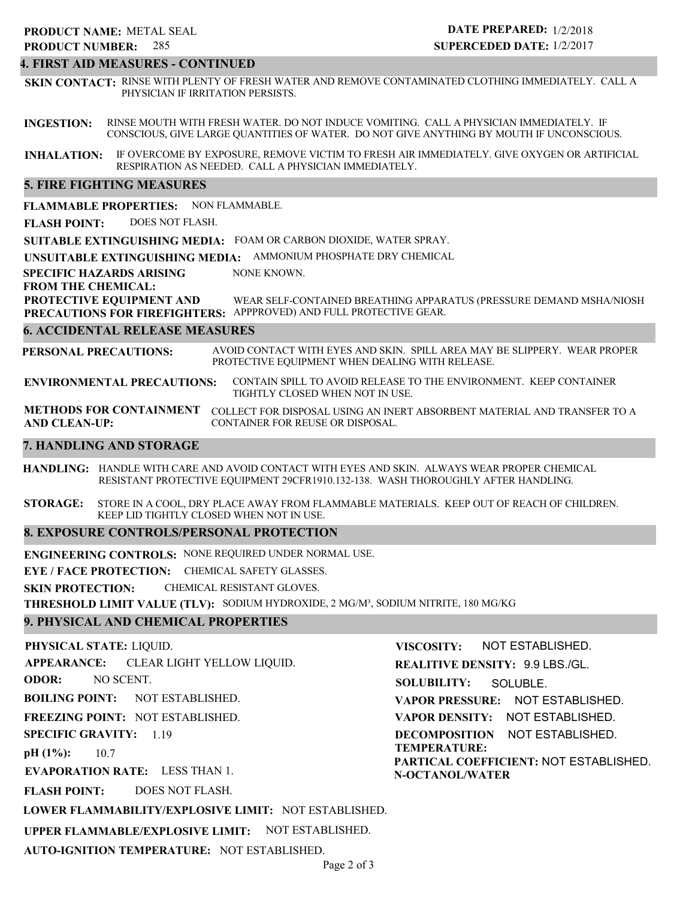**PRODUCT NAME:** METAL SEAL
**PRODUCT NUMBER:** 285

**DATE PREPARED:** 1/2/2018
**SUPERCEDED DATE:** 1/2/2017

## 4. FIRST AID MEASURES - CONTINUED

**SKIN CONTACT:** RINSE WITH PLENTY OF FRESH WATER AND REMOVE CONTAMINATED CLOTHING IMMEDIATELY. CALL A PHYSICIAN IF IRRITATION PERSISTS.

**INGESTION:** RINSE MOUTH WITH FRESH WATER. DO NOT INDUCE VOMITING. CALL A PHYSICIAN IMMEDIATELY. IF CONSCIOUS, GIVE LARGE QUANTITIES OF WATER. DO NOT GIVE ANYTHING BY MOUTH IF UNCONSCIOUS.

**INHALATION:** IF OVERCOME BY EXPOSURE, REMOVE VICTIM TO FRESH AIR IMMEDIATELY. GIVE OXYGEN OR ARTIFICIAL RESPIRATION AS NEEDED. CALL A PHYSICIAN IMMEDIATELY.

## 5. FIRE FIGHTING MEASURES

**FLAMMABLE PROPERTIES:** NON FLAMMABLE.

**FLASH POINT:** DOES NOT FLASH.

**SUITABLE EXTINGUISHING MEDIA:** FOAM OR CARBON DIOXIDE, WATER SPRAY.

**UNSUITABLE EXTINGUISHING MEDIA:** AMMONIUM PHOSPHATE DRY CHEMICAL

**SPECIFIC HAZARDS ARISING FROM THE CHEMICAL:** NONE KNOWN.

**PROTECTIVE EQUIPMENT AND PRECAUTIONS FOR FIREFIGHTERS:** WEAR SELF-CONTAINED BREATHING APPARATUS (PRESSURE DEMAND MSHA/NIOSH APPPROVED) AND FULL PROTECTIVE GEAR.

## 6. ACCIDENTAL RELEASE MEASURES

**PERSONAL PRECAUTIONS:** AVOID CONTACT WITH EYES AND SKIN. SPILL AREA MAY BE SLIPPERY. WEAR PROPER PROTECTIVE EQUIPMENT WHEN DEALING WITH RELEASE.

**ENVIRONMENTAL PRECAUTIONS:** CONTAIN SPILL TO AVOID RELEASE TO THE ENVIRONMENT. KEEP CONTAINER TIGHTLY CLOSED WHEN NOT IN USE.

**METHODS FOR CONTAINMENT AND CLEAN-UP:** COLLECT FOR DISPOSAL USING AN INERT ABSORBENT MATERIAL AND TRANSFER TO A CONTAINER FOR REUSE OR DISPOSAL.

## 7. HANDLING AND STORAGE

**HANDLING:** HANDLE WITH CARE AND AVOID CONTACT WITH EYES AND SKIN. ALWAYS WEAR PROPER CHEMICAL RESISTANT PROTECTIVE EQUIPMENT 29CFR1910.132-138. WASH THOROUGHLY AFTER HANDLING.

**STORAGE:** STORE IN A COOL, DRY PLACE AWAY FROM FLAMMABLE MATERIALS. KEEP OUT OF REACH OF CHILDREN. KEEP LID TIGHTLY CLOSED WHEN NOT IN USE.

## 8. EXPOSURE CONTROLS/PERSONAL PROTECTION

**ENGINEERING CONTROLS:** NONE REQUIRED UNDER NORMAL USE.

**EYE / FACE PROTECTION:** CHEMICAL SAFETY GLASSES.

**SKIN PROTECTION:** CHEMICAL RESISTANT GLOVES.

**THRESHOLD LIMIT VALUE (TLV):** SODIUM HYDROXIDE, 2 MG/M³, SODIUM NITRITE, 180 MG/KG

## 9. PHYSICAL AND CHEMICAL PROPERTIES

**PHYSICAL STATE:** LIQUID.

**APPEARANCE:** CLEAR LIGHT YELLOW LIQUID.

**ODOR:** NO SCENT.

**BOILING POINT:** NOT ESTABLISHED.

**FREEZING POINT:** NOT ESTABLISHED.

**SPECIFIC GRAVITY:** 1.19

**pH (1%):** 10.7

**EVAPORATION RATE:** LESS THAN 1.

**FLASH POINT:** DOES NOT FLASH.

**LOWER FLAMMABILITY/EXPLOSIVE LIMIT:** NOT ESTABLISHED.

**UPPER FLAMMABLE/EXPLOSIVE LIMIT:** NOT ESTABLISHED.

**AUTO-IGNITION TEMPERATURE:** NOT ESTABLISHED.

**VISCOSITY:** NOT ESTABLISHED.

**REALITIVE DENSITY:** 9.9 LBS./GL.

**SOLUBILITY:** SOLUBLE.

**VAPOR PRESSURE:** NOT ESTABLISHED.

**VAPOR DENSITY:** NOT ESTABLISHED.

**DECOMPOSITION TEMPERATURE:** NOT ESTABLISHED.

**PARTICAL COEFFICIENT: N-OCTANOL/WATER** NOT ESTABLISHED.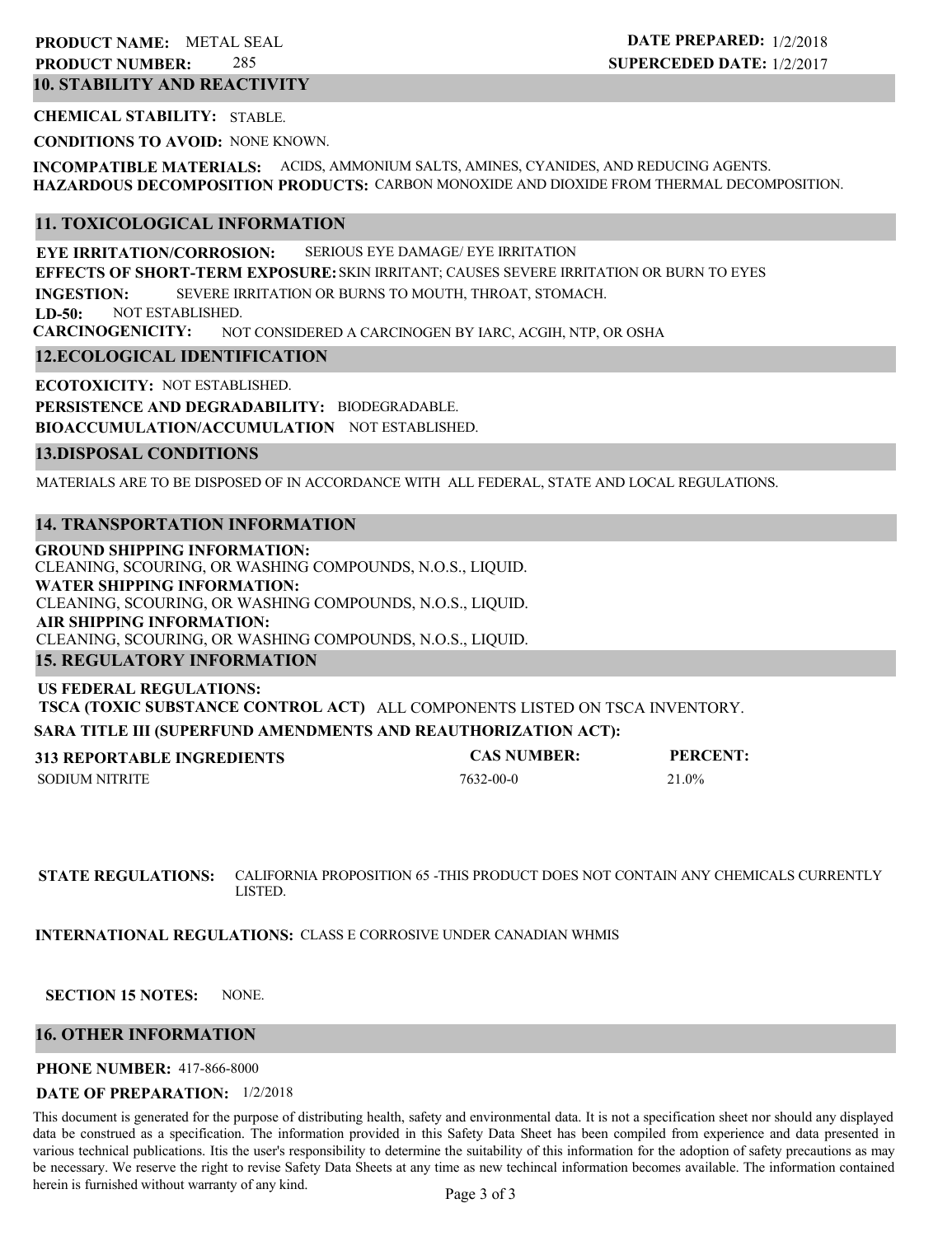**PRODUCT NAME:** METAL SEAL
**PRODUCT NUMBER:** 285

**DATE PREPARED:** 1/2/2018
**SUPERCEDED DATE:** 1/2/2017

## 10. STABILITY AND REACTIVITY

**CHEMICAL STABILITY:** STABLE.

**CONDITIONS TO AVOID:** NONE KNOWN.

**INCOMPATIBLE MATERIALS:** ACIDS, AMMONIUM SALTS, AMINES, CYANIDES, AND REDUCING AGENTS.
**HAZARDOUS DECOMPOSITION PRODUCTS:** CARBON MONOXIDE AND DIOXIDE FROM THERMAL DECOMPOSITION.

## 11. TOXICOLOGICAL INFORMATION

**EYE IRRITATION/CORROSION:** SERIOUS EYE DAMAGE/ EYE IRRITATION

**EFFECTS OF SHORT-TERM EXPOSURE:** SKIN IRRITANT; CAUSES SEVERE IRRITATION OR BURN TO EYES

**INGESTION:** SEVERE IRRITATION OR BURNS TO MOUTH, THROAT, STOMACH.

**LD-50:** NOT ESTABLISHED.

**CARCINOGENICITY:** NOT CONSIDERED A CARCINOGEN BY IARC, ACGIH, NTP, OR OSHA

## 12.ECOLOGICAL IDENTIFICATION

**ECOTOXICITY:** NOT ESTABLISHED.

**PERSISTENCE AND DEGRADABILITY:** BIODEGRADABLE.

**BIOACCUMULATION/ACCUMULATION** NOT ESTABLISHED.

## 13.DISPOSAL CONDITIONS

MATERIALS ARE TO BE DISPOSED OF IN ACCORDANCE WITH ALL FEDERAL, STATE AND LOCAL REGULATIONS.

## 14. TRANSPORTATION INFORMATION

**GROUND SHIPPING INFORMATION:**
CLEANING, SCOURING, OR WASHING COMPOUNDS, N.O.S., LIQUID.
**WATER SHIPPING INFORMATION:**
CLEANING, SCOURING, OR WASHING COMPOUNDS, N.O.S., LIQUID.
**AIR SHIPPING INFORMATION:**
CLEANING, SCOURING, OR WASHING COMPOUNDS, N.O.S., LIQUID.

## 15. REGULATORY INFORMATION

**US FEDERAL REGULATIONS:**
**TSCA (TOXIC SUBSTANCE CONTROL ACT)** ALL COMPONENTS LISTED ON TSCA INVENTORY.

**SARA TITLE III (SUPERFUND AMENDMENTS AND REAUTHORIZATION ACT):**

| 313 REPORTABLE INGREDIENTS | CAS NUMBER: | PERCENT: |
|---|---|---|
| SODIUM NITRITE | 7632-00-0 | 21.0% |

**STATE REGULATIONS:** CALIFORNIA PROPOSITION 65 -THIS PRODUCT DOES NOT CONTAIN ANY CHEMICALS CURRENTLY LISTED.

**INTERNATIONAL REGULATIONS:** CLASS E CORROSIVE UNDER CANADIAN WHMIS

**SECTION 15 NOTES:** NONE.

## 16. OTHER INFORMATION

**PHONE NUMBER:** 417-866-8000

**DATE OF PREPARATION:** 1/2/2018

This document is generated for the purpose of distributing health, safety and environmental data. It is not a specification sheet nor should any displayed data be construed as a specification. The information provided in this Safety Data Sheet has been compiled from experience and data presented in various technical publications. Itis the user's responsibility to determine the suitability of this information for the adoption of safety precautions as may be necessary. We reserve the right to revise Safety Data Sheets at any time as new techincal information becomes available. The information contained herein is furnished without warranty of any kind.